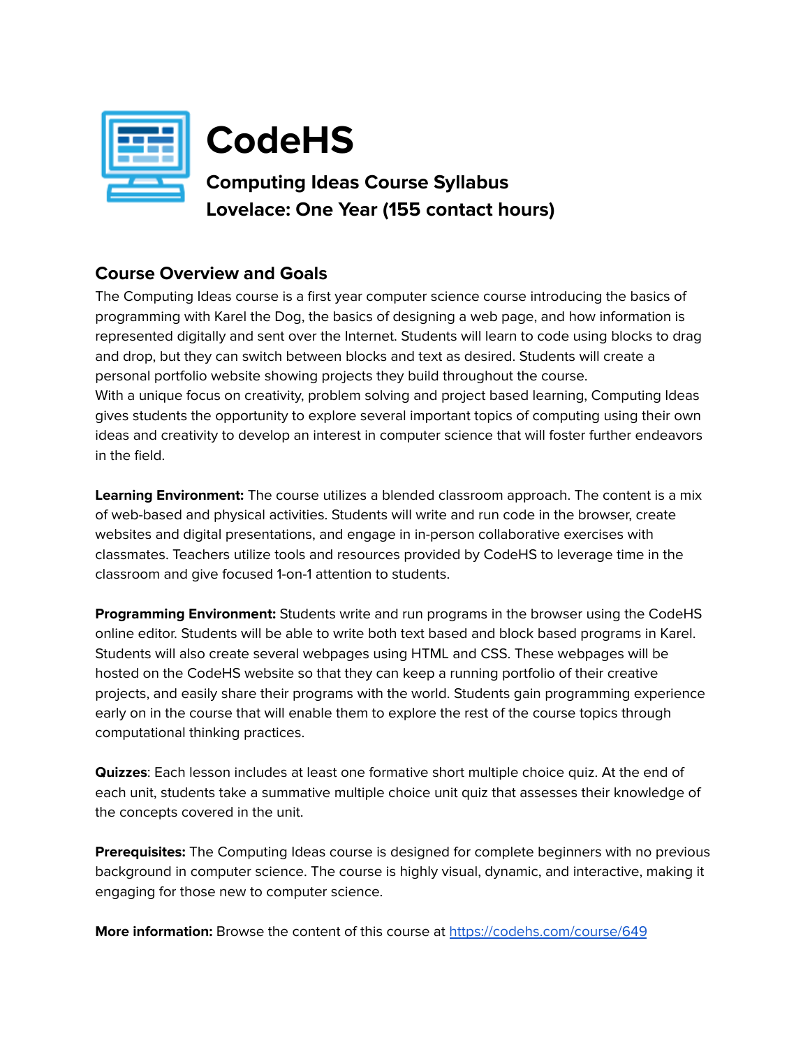# CodeHS

## Computing Ideas Course Syllabus
## Lovelace: One Year (155 contact hours)

### Course Overview and Goals

The Computing Ideas course is a first year computer science course introducing the basics of programming with Karel the Dog, the basics of designing a web page, and how information is represented digitally and sent over the Internet. Students will learn to code using blocks to drag and drop, but they can switch between blocks and text as desired. Students will create a personal portfolio website showing projects they build throughout the course.
With a unique focus on creativity, problem solving and project based learning, Computing Ideas gives students the opportunity to explore several important topics of computing using their own ideas and creativity to develop an interest in computer science that will foster further endeavors in the field.

**Learning Environment:** The course utilizes a blended classroom approach. The content is a mix of web-based and physical activities. Students will write and run code in the browser, create websites and digital presentations, and engage in in-person collaborative exercises with classmates. Teachers utilize tools and resources provided by CodeHS to leverage time in the classroom and give focused 1-on-1 attention to students.

**Programming Environment:** Students write and run programs in the browser using the CodeHS online editor. Students will be able to write both text based and block based programs in Karel. Students will also create several webpages using HTML and CSS. These webpages will be hosted on the CodeHS website so that they can keep a running portfolio of their creative projects, and easily share their programs with the world. Students gain programming experience early on in the course that will enable them to explore the rest of the course topics through computational thinking practices.

**Quizzes**: Each lesson includes at least one formative short multiple choice quiz. At the end of each unit, students take a summative multiple choice unit quiz that assesses their knowledge of the concepts covered in the unit.

**Prerequisites:** The Computing Ideas course is designed for complete beginners with no previous background in computer science. The course is highly visual, dynamic, and interactive, making it engaging for those new to computer science.

**More information:** Browse the content of this course at [https://codehs.com/course/649](https://codehs.com/course/649)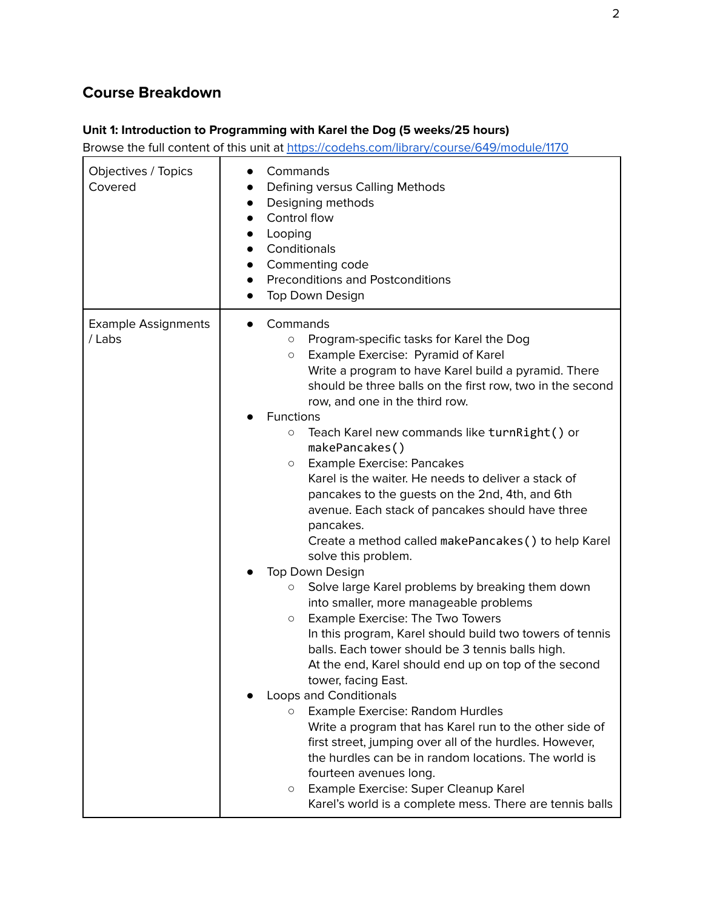## Course Breakdown

**Unit 1: Introduction to Programming with Karel the Dog (5 weeks/25 hours)**

Browse the full content of this unit at [https://codehs.com/library/course/649/module/1170](https://codehs.com/library/course/649/module/1170)

| | |
|---|---|
| Objectives / Topics Covered | <ul><li>Commands</li><li>Defining versus Calling Methods</li><li>Designing methods</li><li>Control flow</li><li>Looping</li><li>Conditionals</li><li>Commenting code</li><li>Preconditions and Postconditions</li><li>Top Down Design</li></ul> |
| Example Assignments / Labs | <ul><li>Commands<ul><li>Program-specific tasks for Karel the Dog</li><li>Example Exercise: Pyramid of Karel<br>Write a program to have Karel build a pyramid. There should be three balls on the first row, two in the second row, and one in the third row.</li></ul></li><li>Functions<ul><li>Teach Karel new commands like `turnRight()` or `makePancakes()`</li><li>Example Exercise: Pancakes<br>Karel is the waiter. He needs to deliver a stack of pancakes to the guests on the 2nd, 4th, and 6th avenue. Each stack of pancakes should have three pancakes.<br>Create a method called `makePancakes()` to help Karel solve this problem.</li></ul></li><li>Top Down Design<ul><li>Solve large Karel problems by breaking them down into smaller, more manageable problems</li><li>Example Exercise: The Two Towers<br>In this program, Karel should build two towers of tennis balls. Each tower should be 3 tennis balls high.<br>At the end, Karel should end up on top of the second tower, facing East.</li></ul></li><li>Loops and Conditionals<ul><li>Example Exercise: Random Hurdles<br>Write a program that has Karel run to the other side of first street, jumping over all of the hurdles. However, the hurdles can be in random locations. The world is fourteen avenues long.</li><li>Example Exercise: Super Cleanup Karel<br>Karel's world is a complete mess. There are tennis balls</li></ul></li></ul> |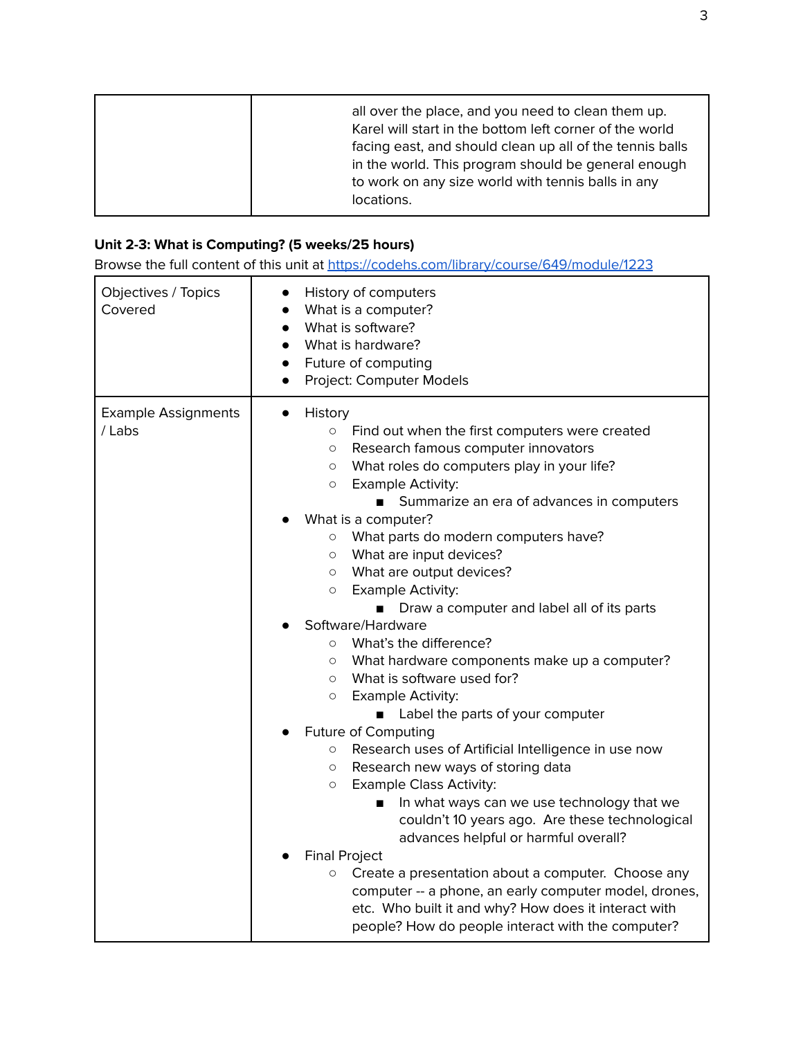| | all over the place, and you need to clean them up. Karel will start in the bottom left corner of the world facing east, and should clean up all of the tennis balls in the world. This program should be general enough to work on any size world with tennis balls in any locations. |
|---|---|

**Unit 2-3: What is Computing? (5 weeks/25 hours)**

Browse the full content of this unit at [https://codehs.com/library/course/649/module/1223](https://codehs.com/library/course/649/module/1223)

| Objectives / Topics Covered | • History of computers<br>• What is a computer?<br>• What is software?<br>• What is hardware?<br>• Future of computing<br>• Project: Computer Models |
|---|---|
| Example Assignments / Labs | • History<br>&nbsp;&nbsp;○ Find out when the first computers were created<br>&nbsp;&nbsp;○ Research famous computer innovators<br>&nbsp;&nbsp;○ What roles do computers play in your life?<br>&nbsp;&nbsp;○ Example Activity:<br>&nbsp;&nbsp;&nbsp;&nbsp;■ Summarize an era of advances in computers<br>• What is a computer?<br>&nbsp;&nbsp;○ What parts do modern computers have?<br>&nbsp;&nbsp;○ What are input devices?<br>&nbsp;&nbsp;○ What are output devices?<br>&nbsp;&nbsp;○ Example Activity:<br>&nbsp;&nbsp;&nbsp;&nbsp;■ Draw a computer and label all of its parts<br>• Software/Hardware<br>&nbsp;&nbsp;○ What's the difference?<br>&nbsp;&nbsp;○ What hardware components make up a computer?<br>&nbsp;&nbsp;○ What is software used for?<br>&nbsp;&nbsp;○ Example Activity:<br>&nbsp;&nbsp;&nbsp;&nbsp;■ Label the parts of your computer<br>• Future of Computing<br>&nbsp;&nbsp;○ Research uses of Artificial Intelligence in use now<br>&nbsp;&nbsp;○ Research new ways of storing data<br>&nbsp;&nbsp;○ Example Class Activity:<br>&nbsp;&nbsp;&nbsp;&nbsp;■ In what ways can we use technology that we couldn't 10 years ago. Are these technological advances helpful or harmful overall?<br>• Final Project<br>&nbsp;&nbsp;○ Create a presentation about a computer. Choose any computer -- a phone, an early computer model, drones, etc. Who built it and why? How does it interact with people? How do people interact with the computer? |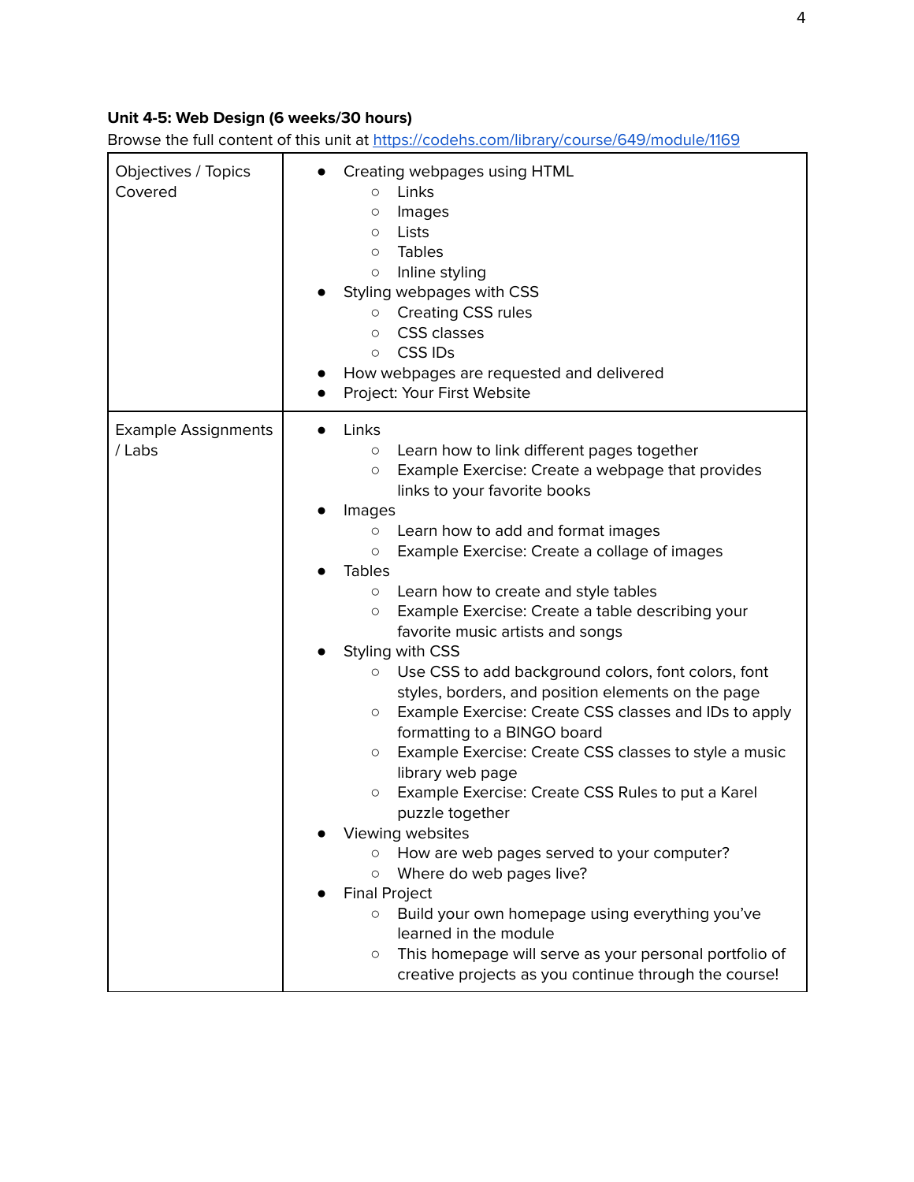**Unit 4-5: Web Design (6 weeks/30 hours)**

Browse the full content of this unit at [https://codehs.com/library/course/649/module/1169](https://codehs.com/library/course/649/module/1169)

| | |
|---|---|
| Objectives / Topics Covered | ● Creating webpages using HTML<br>&nbsp;&nbsp;&nbsp;&nbsp;○ Links<br>&nbsp;&nbsp;&nbsp;&nbsp;○ Images<br>&nbsp;&nbsp;&nbsp;&nbsp;○ Lists<br>&nbsp;&nbsp;&nbsp;&nbsp;○ Tables<br>&nbsp;&nbsp;&nbsp;&nbsp;○ Inline styling<br>● Styling webpages with CSS<br>&nbsp;&nbsp;&nbsp;&nbsp;○ Creating CSS rules<br>&nbsp;&nbsp;&nbsp;&nbsp;○ CSS classes<br>&nbsp;&nbsp;&nbsp;&nbsp;○ CSS IDs<br>● How webpages are requested and delivered<br>● Project: Your First Website |
| Example Assignments / Labs | ● Links<br>&nbsp;&nbsp;&nbsp;&nbsp;○ Learn how to link different pages together<br>&nbsp;&nbsp;&nbsp;&nbsp;○ Example Exercise: Create a webpage that provides links to your favorite books<br>● Images<br>&nbsp;&nbsp;&nbsp;&nbsp;○ Learn how to add and format images<br>&nbsp;&nbsp;&nbsp;&nbsp;○ Example Exercise: Create a collage of images<br>● Tables<br>&nbsp;&nbsp;&nbsp;&nbsp;○ Learn how to create and style tables<br>&nbsp;&nbsp;&nbsp;&nbsp;○ Example Exercise: Create a table describing your favorite music artists and songs<br>● Styling with CSS<br>&nbsp;&nbsp;&nbsp;&nbsp;○ Use CSS to add background colors, font colors, font styles, borders, and position elements on the page<br>&nbsp;&nbsp;&nbsp;&nbsp;○ Example Exercise: Create CSS classes and IDs to apply formatting to a BINGO board<br>&nbsp;&nbsp;&nbsp;&nbsp;○ Example Exercise: Create CSS classes to style a music library web page<br>&nbsp;&nbsp;&nbsp;&nbsp;○ Example Exercise: Create CSS Rules to put a Karel puzzle together<br>● Viewing websites<br>&nbsp;&nbsp;&nbsp;&nbsp;○ How are web pages served to your computer?<br>&nbsp;&nbsp;&nbsp;&nbsp;○ Where do web pages live?<br>● Final Project<br>&nbsp;&nbsp;&nbsp;&nbsp;○ Build your own homepage using everything you've learned in the module<br>&nbsp;&nbsp;&nbsp;&nbsp;○ This homepage will serve as your personal portfolio of creative projects as you continue through the course! |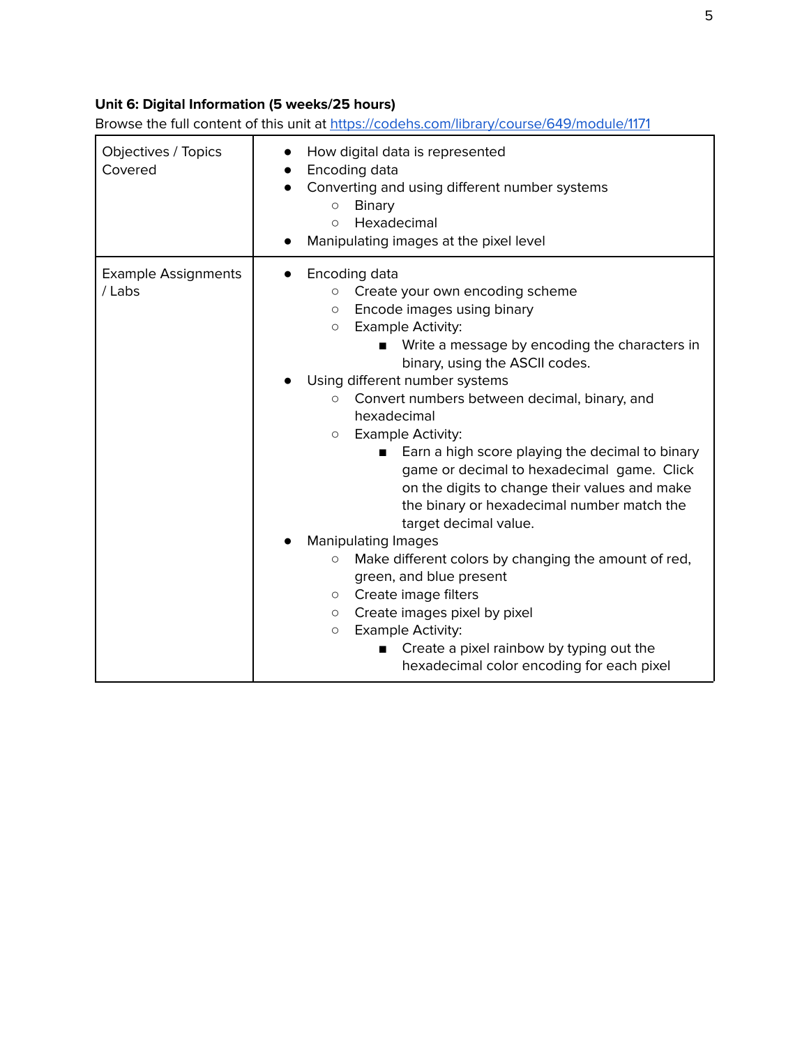**Unit 6: Digital Information (5 weeks/25 hours)**

Browse the full content of this unit at [https://codehs.com/library/course/649/module/1171](https://codehs.com/library/course/649/module/1171)

| | |
|---|---|
| Objectives / Topics Covered | • How digital data is represented<br>• Encoding data<br>• Converting and using different number systems<br>&nbsp;&nbsp;&nbsp;&nbsp;○ Binary<br>&nbsp;&nbsp;&nbsp;&nbsp;○ Hexadecimal<br>• Manipulating images at the pixel level |
| Example Assignments / Labs | • Encoding data<br>&nbsp;&nbsp;&nbsp;&nbsp;○ Create your own encoding scheme<br>&nbsp;&nbsp;&nbsp;&nbsp;○ Encode images using binary<br>&nbsp;&nbsp;&nbsp;&nbsp;○ Example Activity:<br>&nbsp;&nbsp;&nbsp;&nbsp;&nbsp;&nbsp;&nbsp;&nbsp;■ Write a message by encoding the characters in binary, using the ASCII codes.<br>• Using different number systems<br>&nbsp;&nbsp;&nbsp;&nbsp;○ Convert numbers between decimal, binary, and hexadecimal<br>&nbsp;&nbsp;&nbsp;&nbsp;○ Example Activity:<br>&nbsp;&nbsp;&nbsp;&nbsp;&nbsp;&nbsp;&nbsp;&nbsp;■ Earn a high score playing the decimal to binary game or decimal to hexadecimal game. Click on the digits to change their values and make the binary or hexadecimal number match the target decimal value.<br>• Manipulating Images<br>&nbsp;&nbsp;&nbsp;&nbsp;○ Make different colors by changing the amount of red, green, and blue present<br>&nbsp;&nbsp;&nbsp;&nbsp;○ Create image filters<br>&nbsp;&nbsp;&nbsp;&nbsp;○ Create images pixel by pixel<br>&nbsp;&nbsp;&nbsp;&nbsp;○ Example Activity:<br>&nbsp;&nbsp;&nbsp;&nbsp;&nbsp;&nbsp;&nbsp;&nbsp;■ Create a pixel rainbow by typing out the hexadecimal color encoding for each pixel |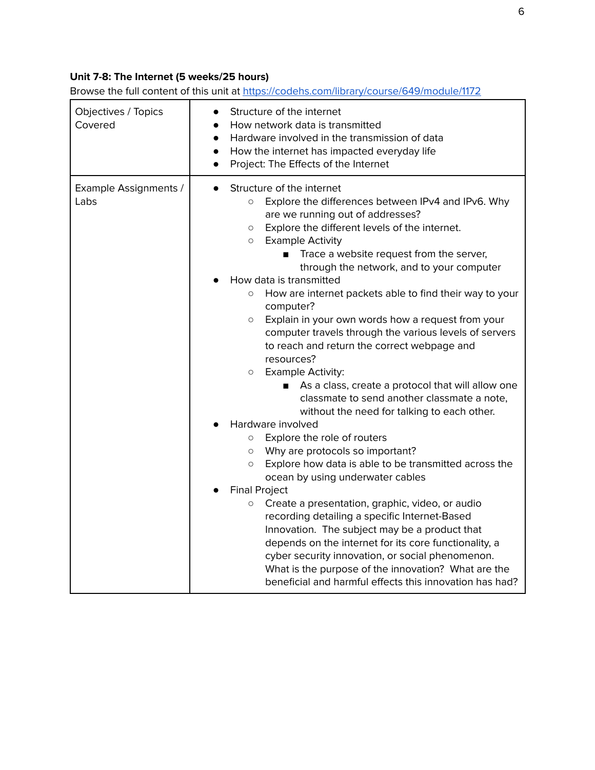**Unit 7-8: The Internet (5 weeks/25 hours)**

Browse the full content of this unit at [https://codehs.com/library/course/649/module/1172](https://codehs.com/library/course/649/module/1172)

| | |
|---|---|
| Objectives / Topics Covered | <ul><li>Structure of the internet</li><li>How network data is transmitted</li><li>Hardware involved in the transmission of data</li><li>How the internet has impacted everyday life</li><li>Project: The Effects of the Internet</li></ul> |
| Example Assignments / Labs | <ul><li>Structure of the internet<ul><li>Explore the differences between IPv4 and IPv6. Why are we running out of addresses?</li><li>Explore the different levels of the internet.</li><li>Example Activity<ul><li>Trace a website request from the server, through the network, and to your computer</li></ul></li></ul></li><li>How data is transmitted<ul><li>How are internet packets able to find their way to your computer?</li><li>Explain in your own words how a request from your computer travels through the various levels of servers to reach and return the correct webpage and resources?</li><li>Example Activity:<ul><li>As a class, create a protocol that will allow one classmate to send another classmate a note, without the need for talking to each other.</li></ul></li></ul></li><li>Hardware involved<ul><li>Explore the role of routers</li><li>Why are protocols so important?</li><li>Explore how data is able to be transmitted across the ocean by using underwater cables</li></ul></li><li>Final Project<ul><li>Create a presentation, graphic, video, or audio recording detailing a specific Internet-Based Innovation. The subject may be a product that depends on the internet for its core functionality, a cyber security innovation, or social phenomenon. What is the purpose of the innovation? What are the beneficial and harmful effects this innovation has had?</li></ul></li></ul> |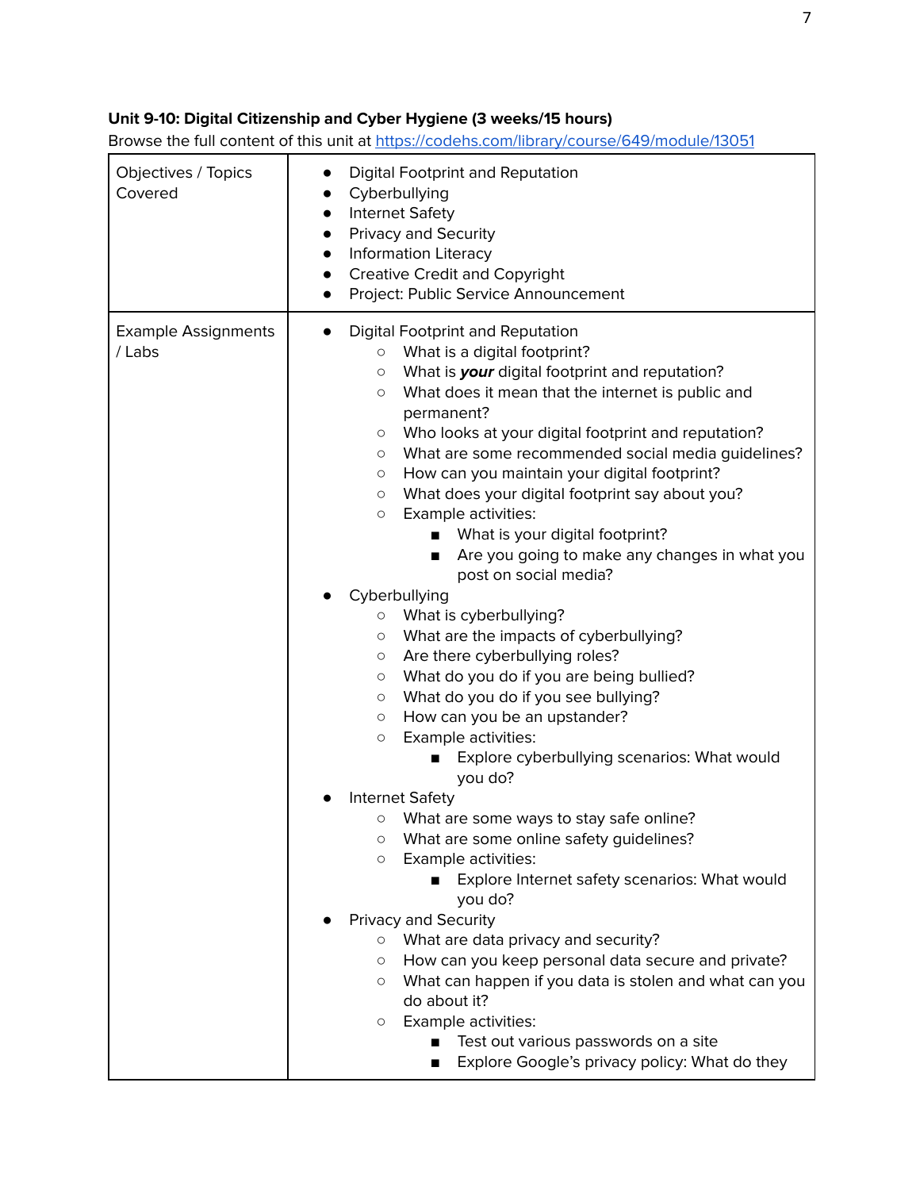**Unit 9-10: Digital Citizenship and Cyber Hygiene (3 weeks/15 hours)**

Browse the full content of this unit at [https://codehs.com/library/course/649/module/13051](https://codehs.com/library/course/649/module/13051)

| | |
|---|---|
| Objectives / Topics Covered | • Digital Footprint and Reputation<br>• Cyberbullying<br>• Internet Safety<br>• Privacy and Security<br>• Information Literacy<br>• Creative Credit and Copyright<br>• Project: Public Service Announcement |
| Example Assignments / Labs | • Digital Footprint and Reputation<br>&nbsp;&nbsp;&nbsp;&nbsp;○ What is a digital footprint?<br>&nbsp;&nbsp;&nbsp;&nbsp;○ What is ***your*** digital footprint and reputation?<br>&nbsp;&nbsp;&nbsp;&nbsp;○ What does it mean that the internet is public and permanent?<br>&nbsp;&nbsp;&nbsp;&nbsp;○ Who looks at your digital footprint and reputation?<br>&nbsp;&nbsp;&nbsp;&nbsp;○ What are some recommended social media guidelines?<br>&nbsp;&nbsp;&nbsp;&nbsp;○ How can you maintain your digital footprint?<br>&nbsp;&nbsp;&nbsp;&nbsp;○ What does your digital footprint say about you?<br>&nbsp;&nbsp;&nbsp;&nbsp;○ Example activities:<br>&nbsp;&nbsp;&nbsp;&nbsp;&nbsp;&nbsp;&nbsp;&nbsp;■ What is your digital footprint?<br>&nbsp;&nbsp;&nbsp;&nbsp;&nbsp;&nbsp;&nbsp;&nbsp;■ Are you going to make any changes in what you post on social media?<br>• Cyberbullying<br>&nbsp;&nbsp;&nbsp;&nbsp;○ What is cyberbullying?<br>&nbsp;&nbsp;&nbsp;&nbsp;○ What are the impacts of cyberbullying?<br>&nbsp;&nbsp;&nbsp;&nbsp;○ Are there cyberbullying roles?<br>&nbsp;&nbsp;&nbsp;&nbsp;○ What do you do if you are being bullied?<br>&nbsp;&nbsp;&nbsp;&nbsp;○ What do you do if you see bullying?<br>&nbsp;&nbsp;&nbsp;&nbsp;○ How can you be an upstander?<br>&nbsp;&nbsp;&nbsp;&nbsp;○ Example activities:<br>&nbsp;&nbsp;&nbsp;&nbsp;&nbsp;&nbsp;&nbsp;&nbsp;■ Explore cyberbullying scenarios: What would you do?<br>• Internet Safety<br>&nbsp;&nbsp;&nbsp;&nbsp;○ What are some ways to stay safe online?<br>&nbsp;&nbsp;&nbsp;&nbsp;○ What are some online safety guidelines?<br>&nbsp;&nbsp;&nbsp;&nbsp;○ Example activities:<br>&nbsp;&nbsp;&nbsp;&nbsp;&nbsp;&nbsp;&nbsp;&nbsp;■ Explore Internet safety scenarios: What would you do?<br>• Privacy and Security<br>&nbsp;&nbsp;&nbsp;&nbsp;○ What are data privacy and security?<br>&nbsp;&nbsp;&nbsp;&nbsp;○ How can you keep personal data secure and private?<br>&nbsp;&nbsp;&nbsp;&nbsp;○ What can happen if you data is stolen and what can you do about it?<br>&nbsp;&nbsp;&nbsp;&nbsp;○ Example activities:<br>&nbsp;&nbsp;&nbsp;&nbsp;&nbsp;&nbsp;&nbsp;&nbsp;■ Test out various passwords on a site<br>&nbsp;&nbsp;&nbsp;&nbsp;&nbsp;&nbsp;&nbsp;&nbsp;■ Explore Google's privacy policy: What do they |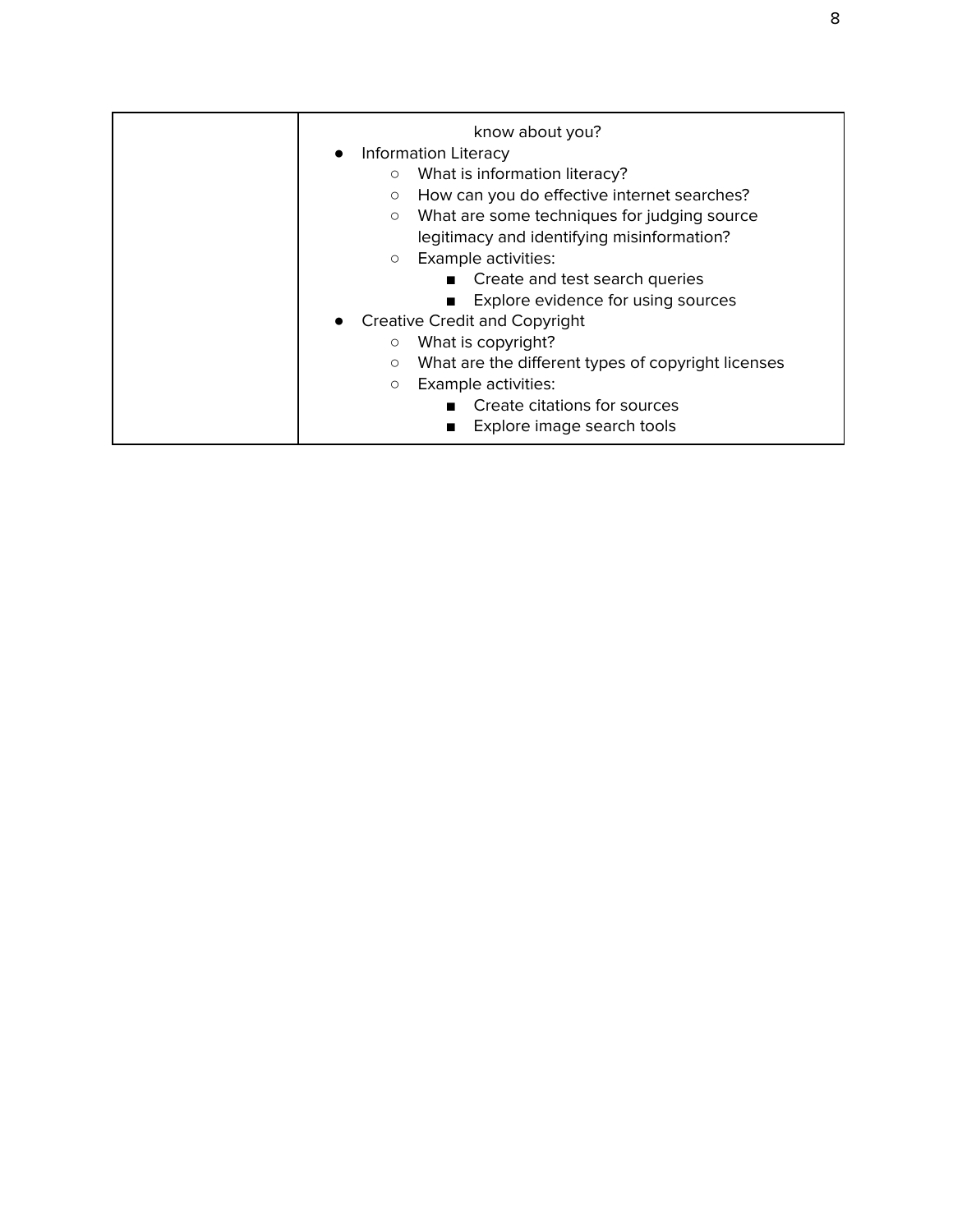| | |
|---|---|
| | know about you?<br>• Information Literacy<br>&nbsp;&nbsp;&nbsp;&nbsp;◦ What is information literacy?<br>&nbsp;&nbsp;&nbsp;&nbsp;◦ How can you do effective internet searches?<br>&nbsp;&nbsp;&nbsp;&nbsp;◦ What are some techniques for judging source legitimacy and identifying misinformation?<br>&nbsp;&nbsp;&nbsp;&nbsp;◦ Example activities:<br>&nbsp;&nbsp;&nbsp;&nbsp;&nbsp;&nbsp;&nbsp;&nbsp;▪ Create and test search queries<br>&nbsp;&nbsp;&nbsp;&nbsp;&nbsp;&nbsp;&nbsp;&nbsp;▪ Explore evidence for using sources<br>• Creative Credit and Copyright<br>&nbsp;&nbsp;&nbsp;&nbsp;◦ What is copyright?<br>&nbsp;&nbsp;&nbsp;&nbsp;◦ What are the different types of copyright licenses<br>&nbsp;&nbsp;&nbsp;&nbsp;◦ Example activities:<br>&nbsp;&nbsp;&nbsp;&nbsp;&nbsp;&nbsp;&nbsp;&nbsp;▪ Create citations for sources<br>&nbsp;&nbsp;&nbsp;&nbsp;&nbsp;&nbsp;&nbsp;&nbsp;▪ Explore image search tools |